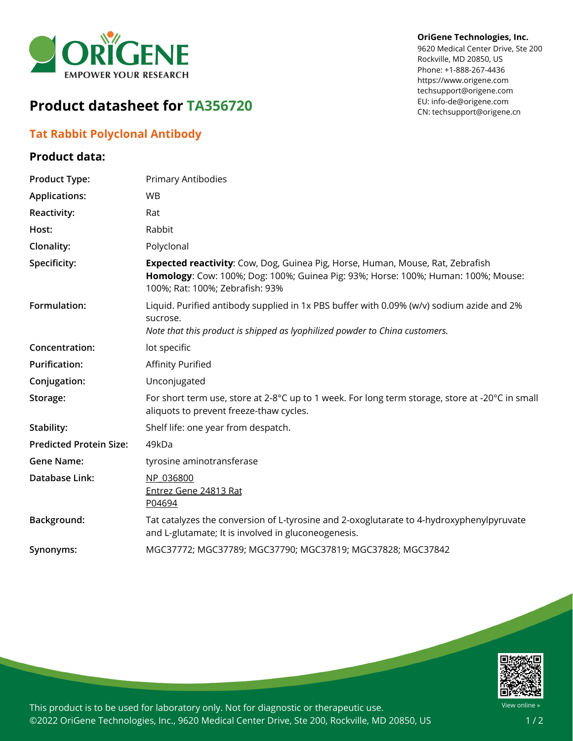**OriGene Technologies, Inc.**
9620 Medical Center Drive, Ste 200
Rockville, MD 20850, US
Phone: +1-888-267-4436
https://www.origene.com
techsupport@origene.com
EU: info-de@origene.com
CN: techsupport@origene.cn

# Product datasheet for TA356720

## Tat Rabbit Polyclonal Antibody

### Product data:

| | |
|---|---|
| **Product Type:** | Primary Antibodies |
| **Applications:** | WB |
| **Reactivity:** | Rat |
| **Host:** | Rabbit |
| **Clonality:** | Polyclonal |
| **Specificity:** | **Expected reactivity**: Cow, Dog, Guinea Pig, Horse, Human, Mouse, Rat, Zebrafish<br>**Homology**: Cow: 100%; Dog: 100%; Guinea Pig: 93%; Horse: 100%; Human: 100%; Mouse: 100%; Rat: 100%; Zebrafish: 93% |
| **Formulation:** | Liquid. Purified antibody supplied in 1x PBS buffer with 0.09% (w/v) sodium azide and 2% sucrose.<br>*Note that this product is shipped as lyophilized powder to China customers.* |
| **Concentration:** | lot specific |
| **Purification:** | Affinity Purified |
| **Conjugation:** | Unconjugated |
| **Storage:** | For short term use, store at 2-8°C up to 1 week. For long term storage, store at -20°C in small aliquots to prevent freeze-thaw cycles. |
| **Stability:** | Shelf life: one year from despatch. |
| **Predicted Protein Size:** | 49kDa |
| **Gene Name:** | tyrosine aminotransferase |
| **Database Link:** | NP_036800<br>Entrez Gene 24813 Rat<br>P04694 |
| **Background:** | Tat catalyzes the conversion of L-tyrosine and 2-oxoglutarate to 4-hydroxyphenylpyruvate and L-glutamate; It is involved in gluconeogenesis. |
| **Synonyms:** | MGC37772; MGC37789; MGC37790; MGC37819; MGC37828; MGC37842 |

This product is to be used for laboratory only. Not for diagnostic or therapeutic use.
©2022 OriGene Technologies, Inc., 9620 Medical Center Drive, Ste 200, Rockville, MD 20850, US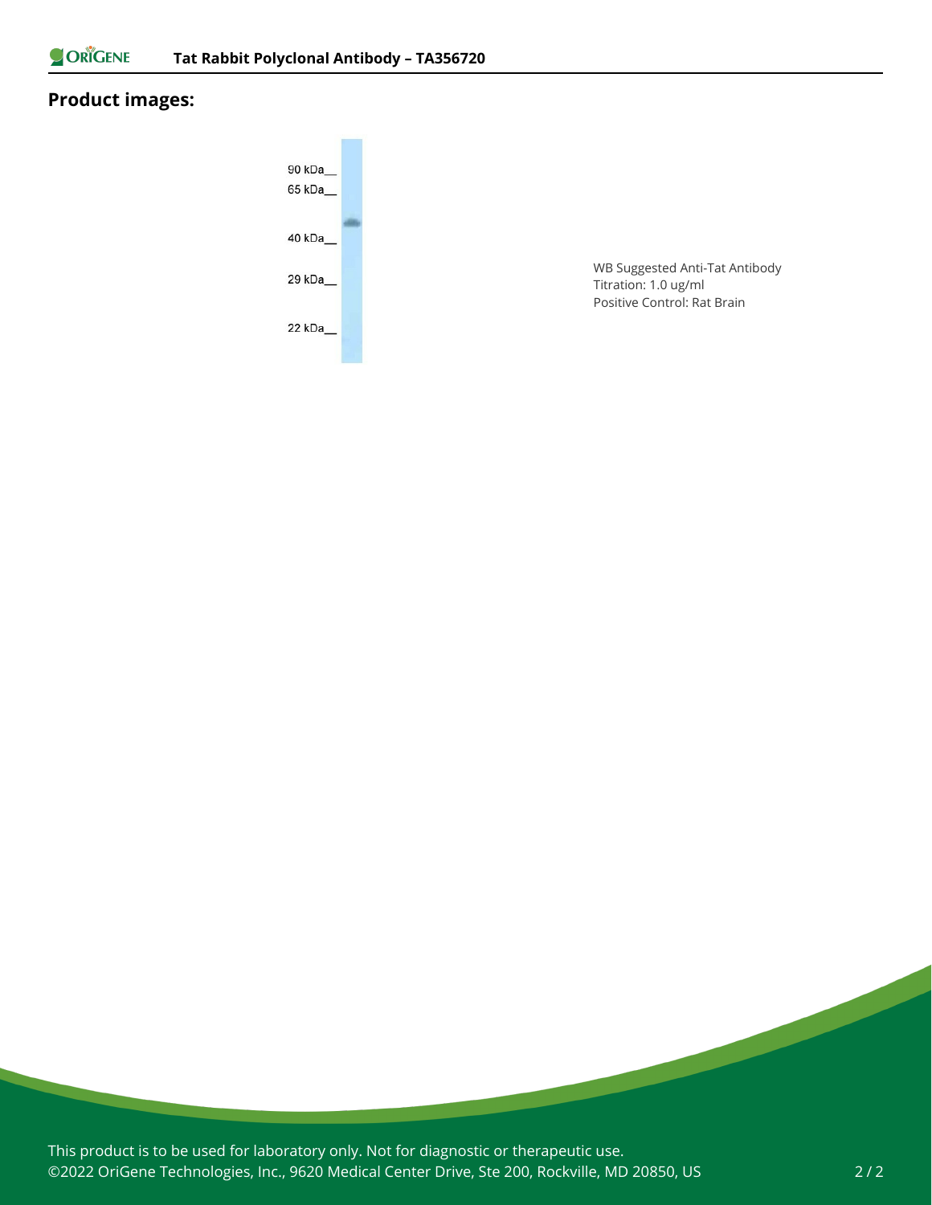## Product images:

90 kDa
65 kDa
40 kDa
29 kDa
22 kDa

WB Suggested Anti-Tat Antibody
Titration: 1.0 ug/ml
Positive Control: Rat Brain

This product is to be used for laboratory only. Not for diagnostic or therapeutic use.
©2022 OriGene Technologies, Inc., 9620 Medical Center Drive, Ste 200, Rockville, MD 20850, US